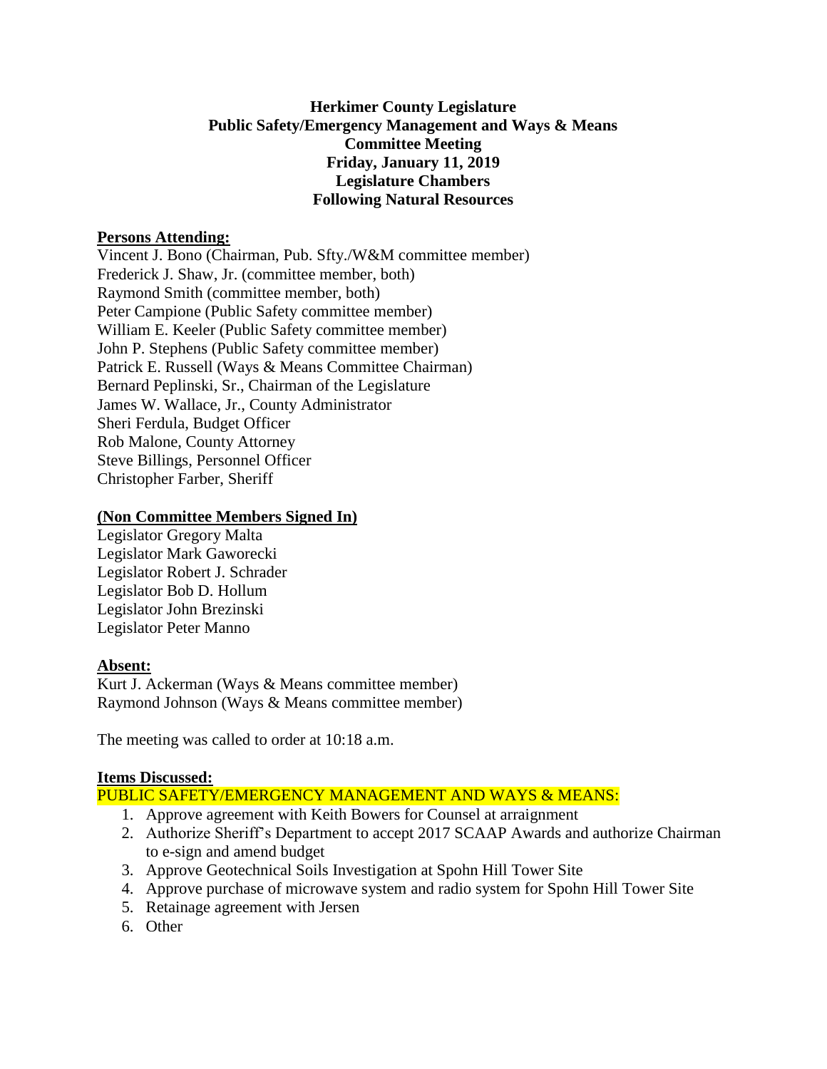**Herkimer County Legislature**
**Public Safety/Emergency Management and Ways & Means**
**Committee Meeting**
**Friday, January 11, 2019**
**Legislature Chambers**
**Following Natural Resources**

**Persons Attending:**

Vincent J. Bono (Chairman, Pub. Sfty./W&M committee member)
Frederick J. Shaw, Jr. (committee member, both)
Raymond Smith (committee member, both)
Peter Campione (Public Safety committee member)
William E. Keeler (Public Safety committee member)
John P. Stephens (Public Safety committee member)
Patrick E. Russell (Ways & Means Committee Chairman)
Bernard Peplinski, Sr., Chairman of the Legislature
James W. Wallace, Jr., County Administrator
Sheri Ferdula, Budget Officer
Rob Malone, County Attorney
Steve Billings, Personnel Officer
Christopher Farber, Sheriff

**(Non Committee Members Signed In)**

Legislator Gregory Malta
Legislator Mark Gaworecki
Legislator Robert J. Schrader
Legislator Bob D. Hollum
Legislator John Brezinski
Legislator Peter Manno

**Absent:**

Kurt J. Ackerman (Ways & Means committee member)
Raymond Johnson (Ways & Means committee member)

The meeting was called to order at 10:18 a.m.

**Items Discussed:**

PUBLIC SAFETY/EMERGENCY MANAGEMENT AND WAYS & MEANS:

1. Approve agreement with Keith Bowers for Counsel at arraignment
2. Authorize Sheriff's Department to accept 2017 SCAAP Awards and authorize Chairman to e-sign and amend budget
3. Approve Geotechnical Soils Investigation at Spohn Hill Tower Site
4. Approve purchase of microwave system and radio system for Spohn Hill Tower Site
5. Retainage agreement with Jersen
6. Other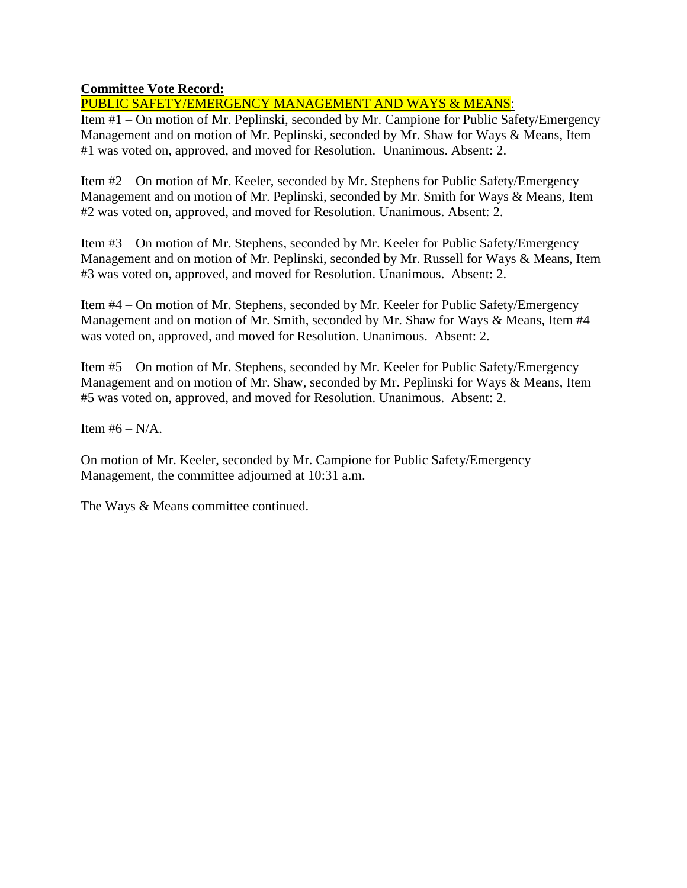**Committee Vote Record:**

PUBLIC SAFETY/EMERGENCY MANAGEMENT AND WAYS & MEANS:

Item #1 – On motion of Mr. Peplinski, seconded by Mr. Campione for Public Safety/Emergency Management and on motion of Mr. Peplinski, seconded by Mr. Shaw for Ways & Means, Item #1 was voted on, approved, and moved for Resolution. Unanimous. Absent: 2.

Item #2 – On motion of Mr. Keeler, seconded by Mr. Stephens for Public Safety/Emergency Management and on motion of Mr. Peplinski, seconded by Mr. Smith for Ways & Means, Item #2 was voted on, approved, and moved for Resolution. Unanimous. Absent: 2.

Item #3 – On motion of Mr. Stephens, seconded by Mr. Keeler for Public Safety/Emergency Management and on motion of Mr. Peplinski, seconded by Mr. Russell for Ways & Means, Item #3 was voted on, approved, and moved for Resolution. Unanimous. Absent: 2.

Item #4 – On motion of Mr. Stephens, seconded by Mr. Keeler for Public Safety/Emergency Management and on motion of Mr. Smith, seconded by Mr. Shaw for Ways & Means, Item #4 was voted on, approved, and moved for Resolution. Unanimous. Absent: 2.

Item #5 – On motion of Mr. Stephens, seconded by Mr. Keeler for Public Safety/Emergency Management and on motion of Mr. Shaw, seconded by Mr. Peplinski for Ways & Means, Item #5 was voted on, approved, and moved for Resolution. Unanimous. Absent: 2.

Item #6 – N/A.

On motion of Mr. Keeler, seconded by Mr. Campione for Public Safety/Emergency Management, the committee adjourned at 10:31 a.m.

The Ways & Means committee continued.